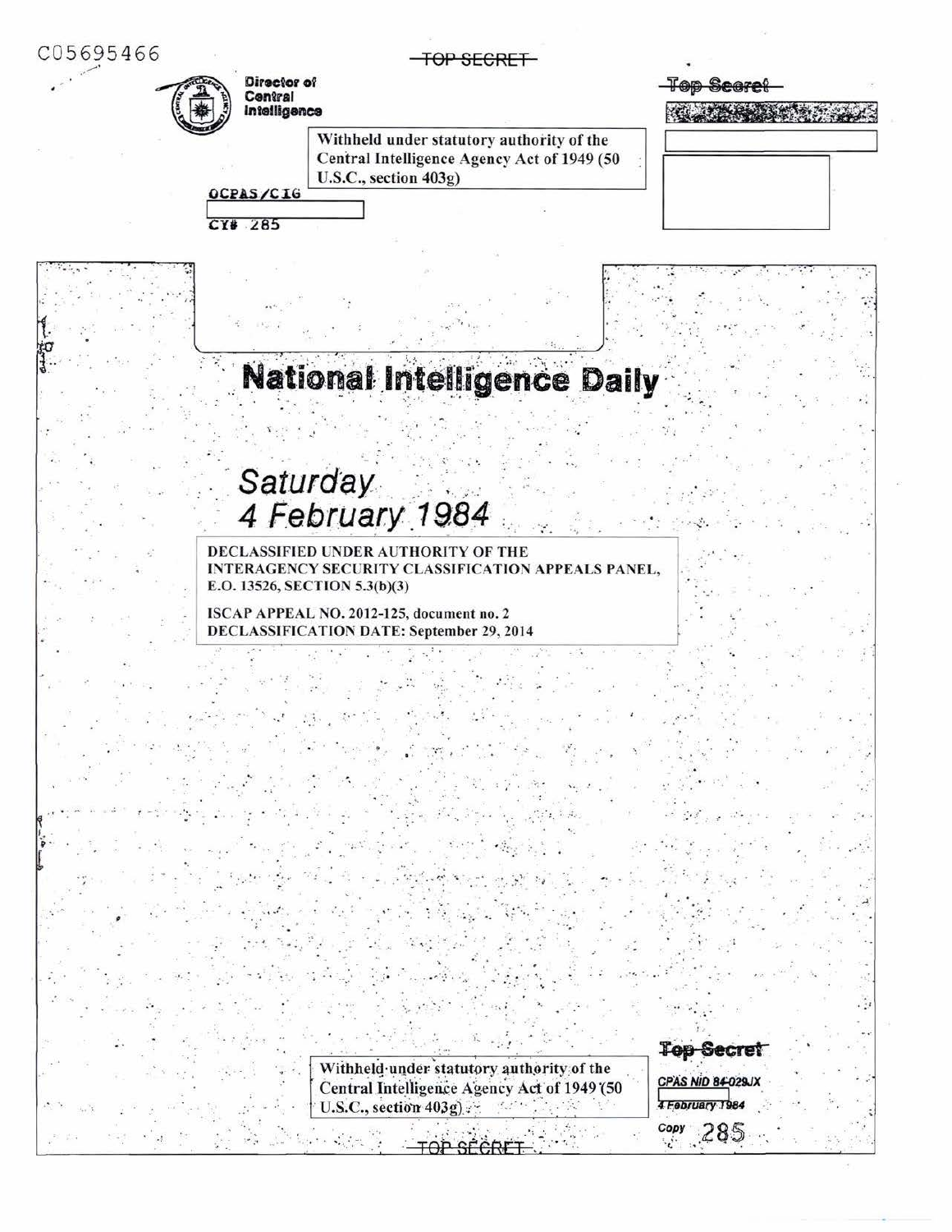C05695466

TOP SECRET

Director of Central Intelligence

Top Secret

Withheld under statutory authority of the Central Intelligence Agency Act of 1949 (50 U.S.C., section 403g)

OCPAS/CIG

CY# 285

# National Intelligence Daily

## Saturday 4 February 1984

DECLASSIFIED UNDER AUTHORITY OF THE INTERAGENCY SECURITY CLASSIFICATION APPEALS PANEL, E.O. 13526, SECTION 5.3(b)(3)

ISCAP APPEAL NO. 2012-125, document no. 2
DECLASSIFICATION DATE: September 29, 2014

Withheld under statutory authority of the Central Intelligence Agency Act of 1949 (50 U.S.C., section 403g)

Top Secret

CPAS NID 84-029JX

4 February 1984

Copy 285

TOP SECRET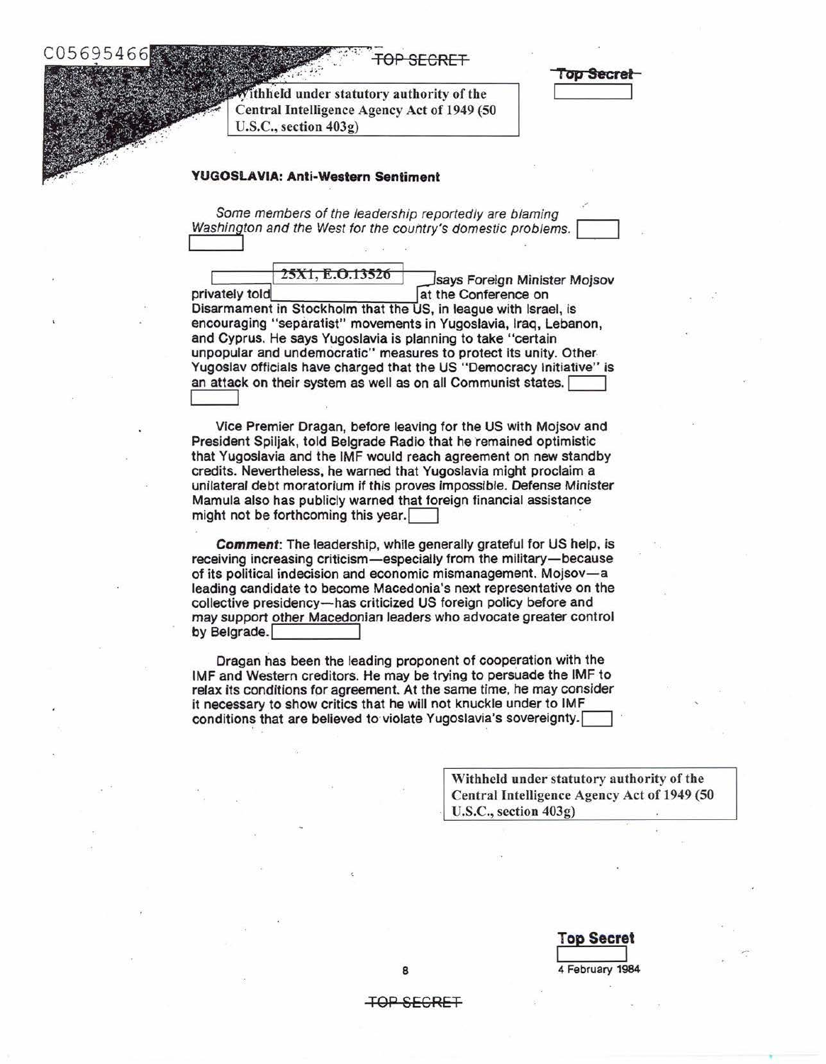Withheld under statutory authority of the Central Intelligence Agency Act of 1949 (50 U.S.C., section 403g)

### YUGOSLAVIA: Anti-Western Sentiment

*Some members of the leadership reportedly are blaming Washington and the West for the country's domestic problems.*

25X1, E.O.13526 says Foreign Minister Mojsov privately told at the Conference on Disarmament in Stockholm that the US, in league with Israel, is encouraging "separatist" movements in Yugoslavia, Iraq, Lebanon, and Cyprus. He says Yugoslavia is planning to take "certain unpopular and undemocratic" measures to protect its unity. Other Yugoslav officials have charged that the US "Democracy Initiative" is an attack on their system as well as on all Communist states.

Vice Premier Dragan, before leaving for the US with Mojsov and President Spiljak, told Belgrade Radio that he remained optimistic that Yugoslavia and the IMF would reach agreement on new standby credits. Nevertheless, he warned that Yugoslavia might proclaim a unilateral debt moratorium if this proves impossible. Defense Minister Mamula also has publicly warned that foreign financial assistance might not be forthcoming this year.

***Comment***: The leadership, while generally grateful for US help, is receiving increasing criticism—especially from the military—because of its political indecision and economic mismanagement. Mojsov—a leading candidate to become Macedonia's next representative on the collective presidency—has criticized US foreign policy before and may support other Macedonian leaders who advocate greater control by Belgrade.

Dragan has been the leading proponent of cooperation with the IMF and Western creditors. He may be trying to persuade the IMF to relax its conditions for agreement. At the same time, he may consider it necessary to show critics that he will not knuckle under to IMF conditions that are believed to violate Yugoslavia's sovereignty.

Withheld under statutory authority of the Central Intelligence Agency Act of 1949 (50 U.S.C., section 403g)

4 February 1984